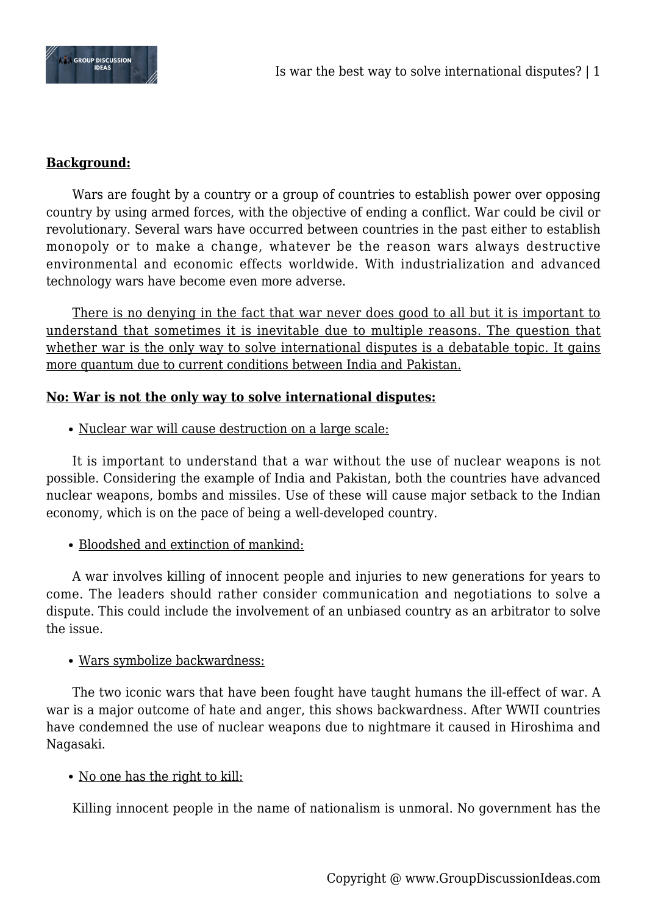**Background:**

Wars are fought by a country or a group of countries to establish power over opposing country by using armed forces, with the objective of ending a conflict. War could be civil or revolutionary. Several wars have occurred between countries in the past either to establish monopoly or to make a change, whatever be the reason wars always destructive environmental and economic effects worldwide. With industrialization and advanced technology wars have become even more adverse.

There is no denying in the fact that war never does good to all but it is important to understand that sometimes it is inevitable due to multiple reasons. The question that whether war is the only way to solve international disputes is a debatable topic. It gains more quantum due to current conditions between India and Pakistan.

**No: War is not the only way to solve international disputes:**

- Nuclear war will cause destruction on a large scale:

It is important to understand that a war without the use of nuclear weapons is not possible. Considering the example of India and Pakistan, both the countries have advanced nuclear weapons, bombs and missiles. Use of these will cause major setback to the Indian economy, which is on the pace of being a well-developed country.

- Bloodshed and extinction of mankind:

A war involves killing of innocent people and injuries to new generations for years to come. The leaders should rather consider communication and negotiations to solve a dispute. This could include the involvement of an unbiased country as an arbitrator to solve the issue.

- Wars symbolize backwardness:

The two iconic wars that have been fought have taught humans the ill-effect of war. A war is a major outcome of hate and anger, this shows backwardness. After WWII countries have condemned the use of nuclear weapons due to nightmare it caused in Hiroshima and Nagasaki.

- No one has the right to kill:

Killing innocent people in the name of nationalism is unmoral. No government has the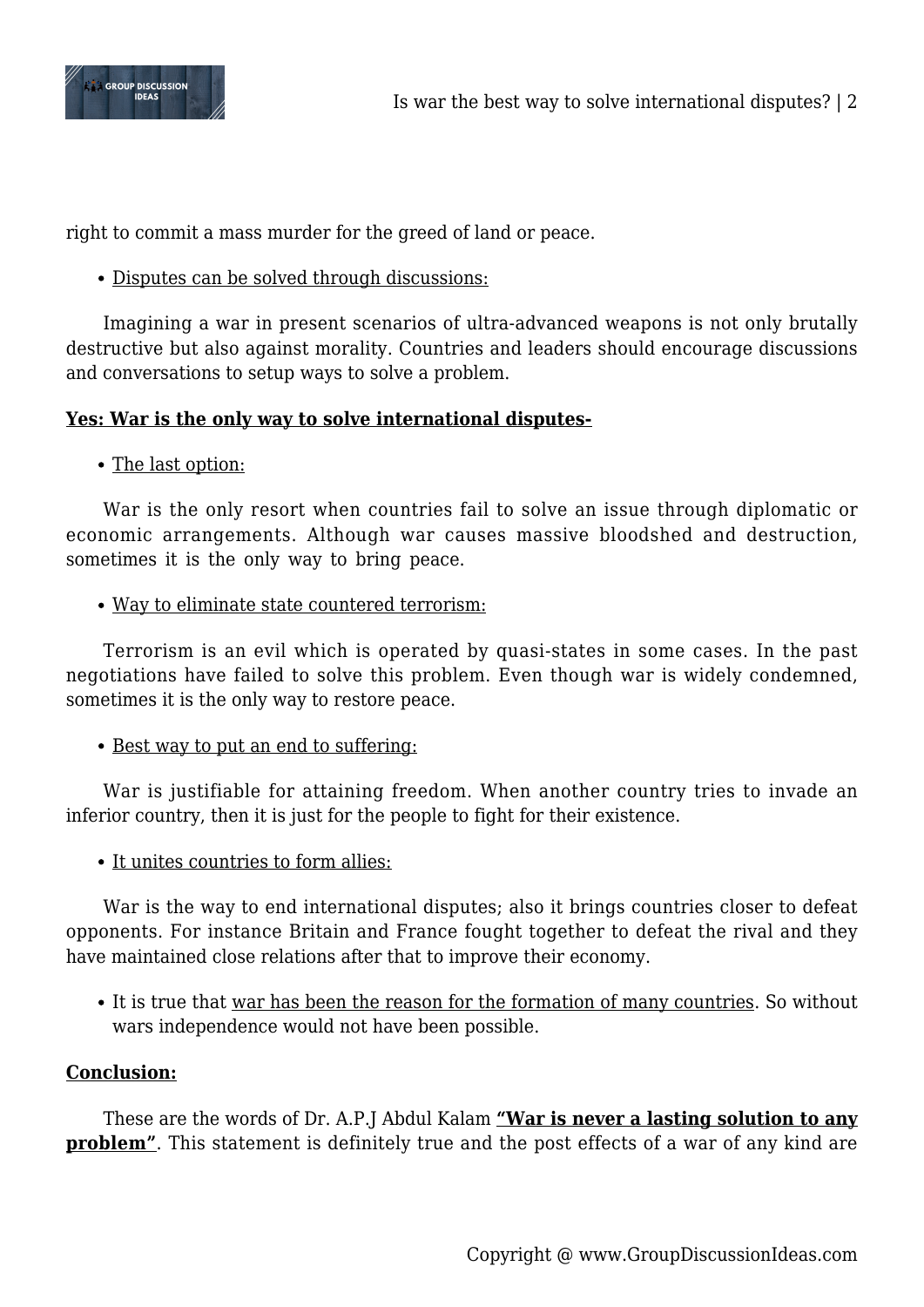right to commit a mass murder for the greed of land or peace.

- <u>Disputes can be solved through discussions:</u>

Imagining a war in present scenarios of ultra-advanced weapons is not only brutally destructive but also against morality. Countries and leaders should encourage discussions and conversations to setup ways to solve a problem.

**<u>Yes: War is the only way to solve international disputes-</u>**

- <u>The last option:</u>

War is the only resort when countries fail to solve an issue through diplomatic or economic arrangements. Although war causes massive bloodshed and destruction, sometimes it is the only way to bring peace.

- <u>Way to eliminate state countered terrorism:</u>

Terrorism is an evil which is operated by quasi-states in some cases. In the past negotiations have failed to solve this problem. Even though war is widely condemned, sometimes it is the only way to restore peace.

- <u>Best way to put an end to suffering:</u>

War is justifiable for attaining freedom. When another country tries to invade an inferior country, then it is just for the people to fight for their existence.

- <u>It unites countries to form allies:</u>

War is the way to end international disputes; also it brings countries closer to defeat opponents. For instance Britain and France fought together to defeat the rival and they have maintained close relations after that to improve their economy.

- It is true that <u>war has been the reason for the formation of many countries</u>. So without wars independence would not have been possible.

**<u>Conclusion:</u>**

These are the words of Dr. A.P.J Abdul Kalam **<u>"War is never a lasting solution to any problem"</u>**. This statement is definitely true and the post effects of a war of any kind are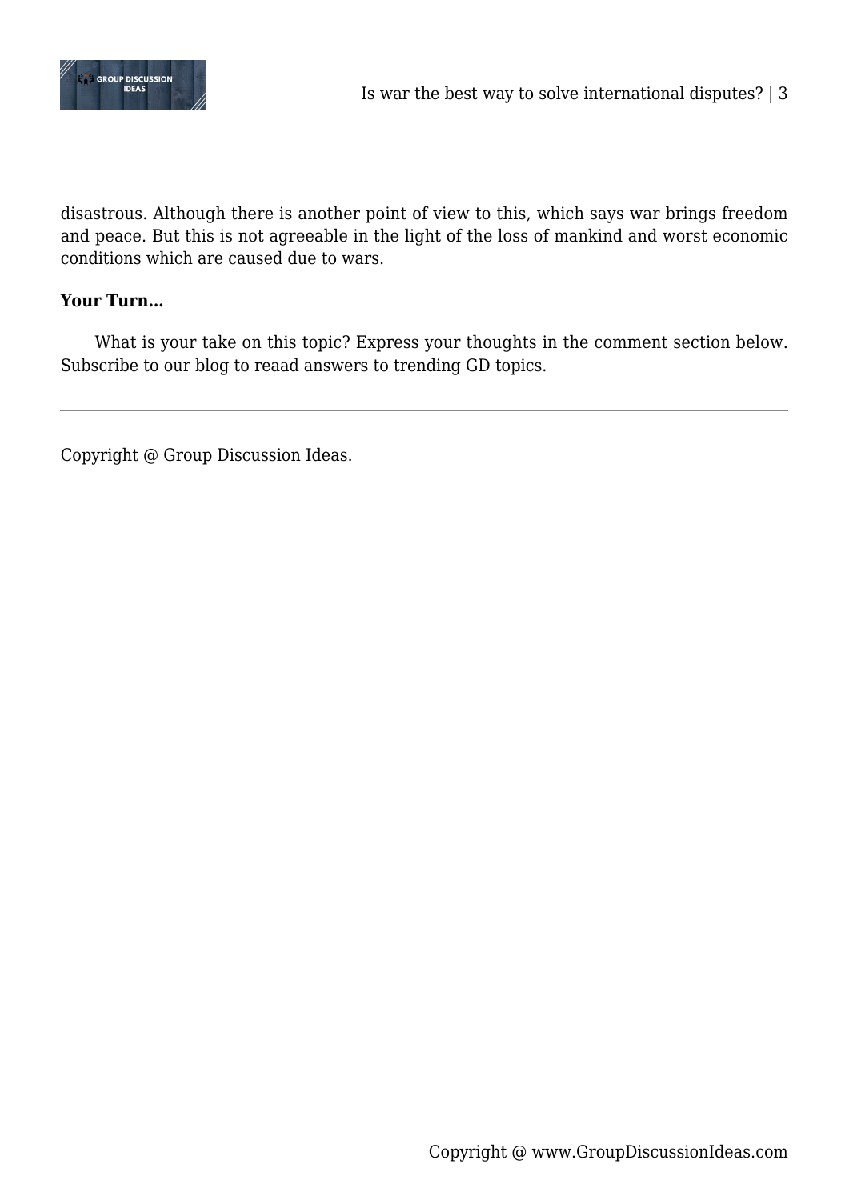disastrous. Although there is another point of view to this, which says war brings freedom and peace. But this is not agreeable in the light of the loss of mankind and worst economic conditions which are caused due to wars.

**Your Turn…**

What is your take on this topic? Express your thoughts in the comment section below. Subscribe to our blog to reaad answers to trending GD topics.

---

Copyright @ Group Discussion Ideas.